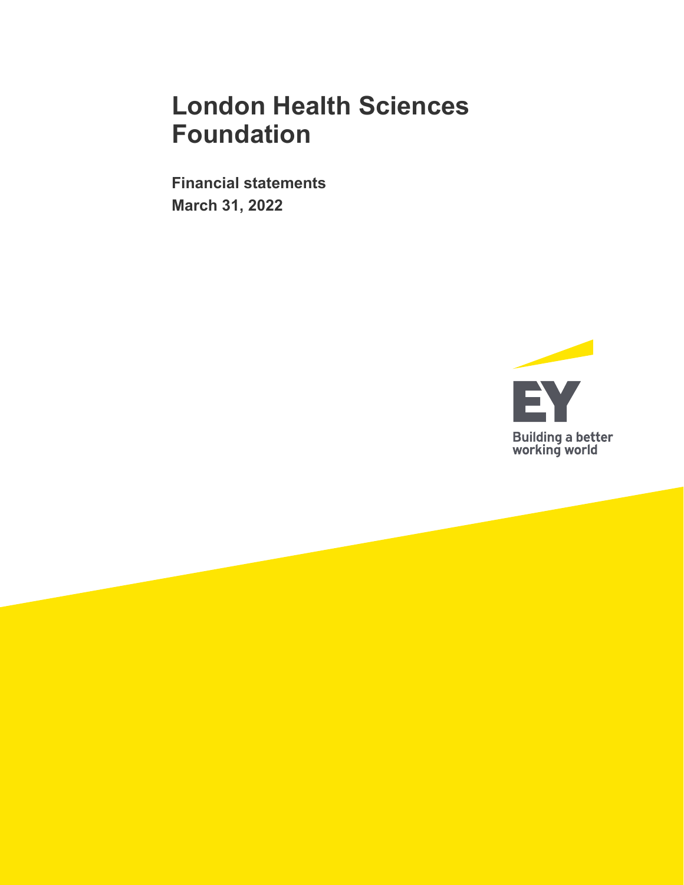# London Health Sciences Foundation

**Financial statements**
**March 31, 2022**

EY

Building a better working world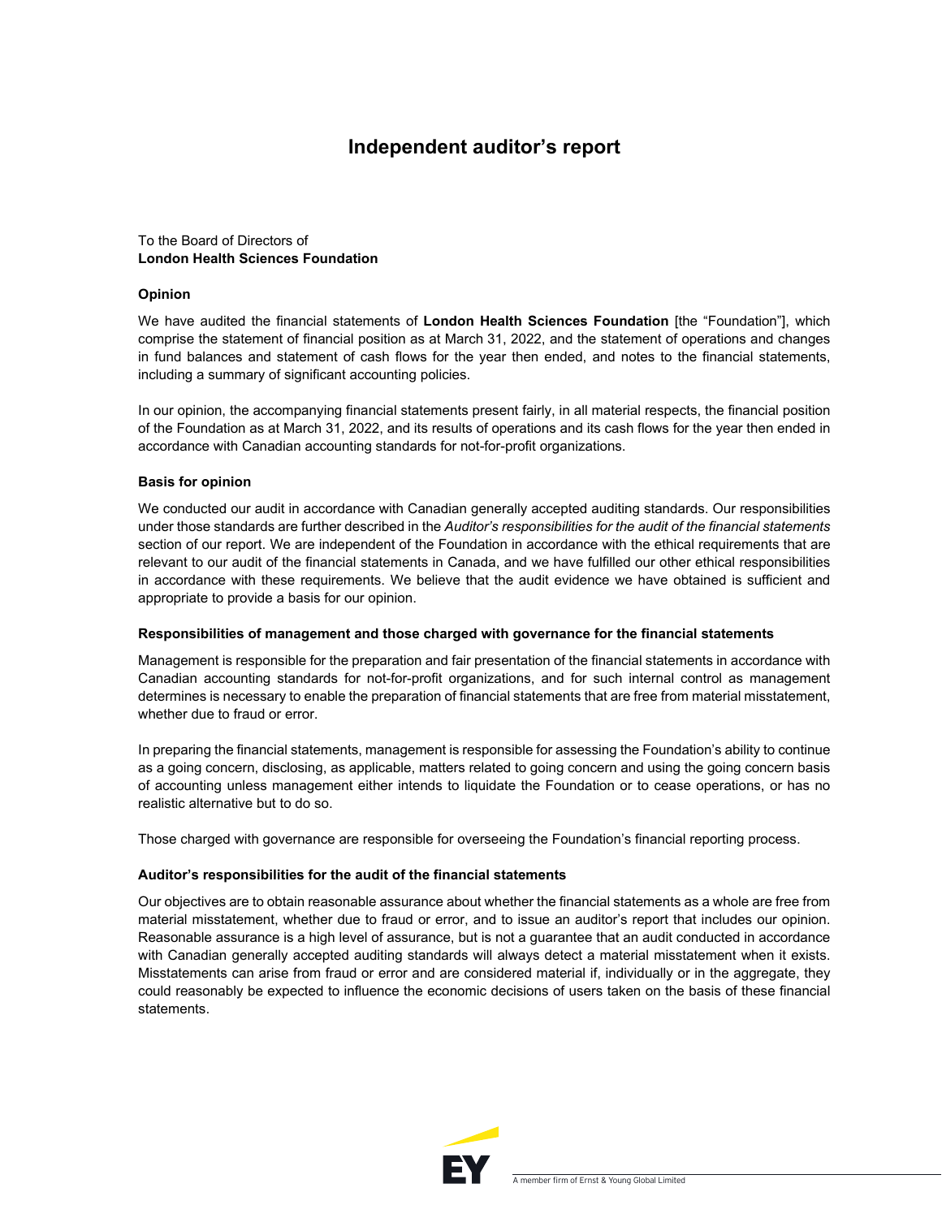# Independent auditor's report

To the Board of Directors of
**London Health Sciences Foundation**

### Opinion

We have audited the financial statements of **London Health Sciences Foundation** [the "Foundation"], which comprise the statement of financial position as at March 31, 2022, and the statement of operations and changes in fund balances and statement of cash flows for the year then ended, and notes to the financial statements, including a summary of significant accounting policies.

In our opinion, the accompanying financial statements present fairly, in all material respects, the financial position of the Foundation as at March 31, 2022, and its results of operations and its cash flows for the year then ended in accordance with Canadian accounting standards for not-for-profit organizations.

### Basis for opinion

We conducted our audit in accordance with Canadian generally accepted auditing standards. Our responsibilities under those standards are further described in the *Auditor's responsibilities for the audit of the financial statements* section of our report. We are independent of the Foundation in accordance with the ethical requirements that are relevant to our audit of the financial statements in Canada, and we have fulfilled our other ethical responsibilities in accordance with these requirements. We believe that the audit evidence we have obtained is sufficient and appropriate to provide a basis for our opinion.

### Responsibilities of management and those charged with governance for the financial statements

Management is responsible for the preparation and fair presentation of the financial statements in accordance with Canadian accounting standards for not-for-profit organizations, and for such internal control as management determines is necessary to enable the preparation of financial statements that are free from material misstatement, whether due to fraud or error.

In preparing the financial statements, management is responsible for assessing the Foundation's ability to continue as a going concern, disclosing, as applicable, matters related to going concern and using the going concern basis of accounting unless management either intends to liquidate the Foundation or to cease operations, or has no realistic alternative but to do so.

Those charged with governance are responsible for overseeing the Foundation's financial reporting process.

### Auditor's responsibilities for the audit of the financial statements

Our objectives are to obtain reasonable assurance about whether the financial statements as a whole are free from material misstatement, whether due to fraud or error, and to issue an auditor's report that includes our opinion. Reasonable assurance is a high level of assurance, but is not a guarantee that an audit conducted in accordance with Canadian generally accepted auditing standards will always detect a material misstatement when it exists. Misstatements can arise from fraud or error and are considered material if, individually or in the aggregate, they could reasonably be expected to influence the economic decisions of users taken on the basis of these financial statements.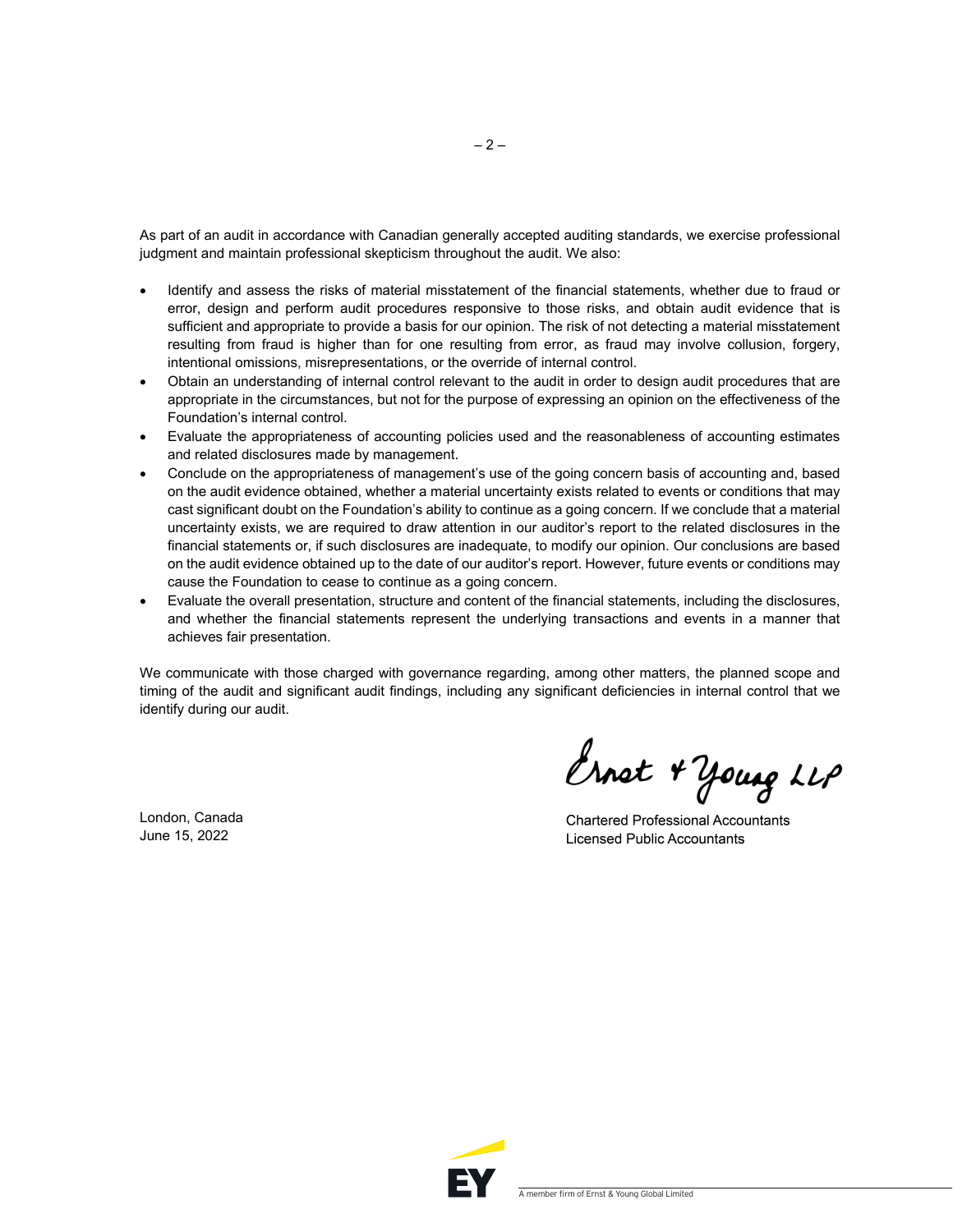As part of an audit in accordance with Canadian generally accepted auditing standards, we exercise professional judgment and maintain professional skepticism throughout the audit. We also:

- Identify and assess the risks of material misstatement of the financial statements, whether due to fraud or error, design and perform audit procedures responsive to those risks, and obtain audit evidence that is sufficient and appropriate to provide a basis for our opinion. The risk of not detecting a material misstatement resulting from fraud is higher than for one resulting from error, as fraud may involve collusion, forgery, intentional omissions, misrepresentations, or the override of internal control.
- Obtain an understanding of internal control relevant to the audit in order to design audit procedures that are appropriate in the circumstances, but not for the purpose of expressing an opinion on the effectiveness of the Foundation's internal control.
- Evaluate the appropriateness of accounting policies used and the reasonableness of accounting estimates and related disclosures made by management.
- Conclude on the appropriateness of management's use of the going concern basis of accounting and, based on the audit evidence obtained, whether a material uncertainty exists related to events or conditions that may cast significant doubt on the Foundation's ability to continue as a going concern. If we conclude that a material uncertainty exists, we are required to draw attention in our auditor's report to the related disclosures in the financial statements or, if such disclosures are inadequate, to modify our opinion. Our conclusions are based on the audit evidence obtained up to the date of our auditor's report. However, future events or conditions may cause the Foundation to cease to continue as a going concern.
- Evaluate the overall presentation, structure and content of the financial statements, including the disclosures, and whether the financial statements represent the underlying transactions and events in a manner that achieves fair presentation.

We communicate with those charged with governance regarding, among other matters, the planned scope and timing of the audit and significant audit findings, including any significant deficiencies in internal control that we identify during our audit.

Ernst & Young LLP

Chartered Professional Accountants
Licensed Public Accountants

London, Canada
June 15, 2022

A member firm of Ernst & Young Global Limited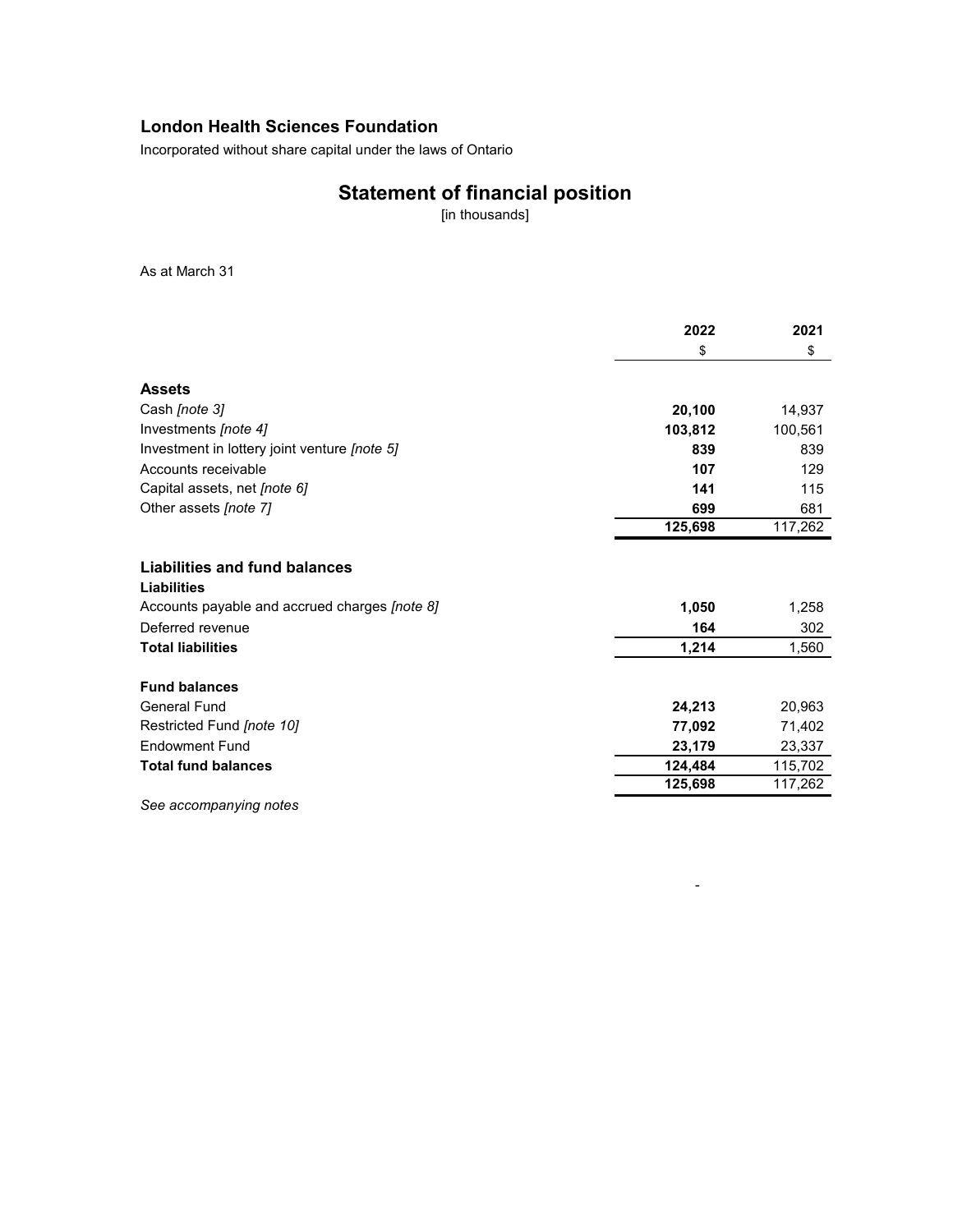**London Health Sciences Foundation**

Incorporated without share capital under the laws of Ontario

# Statement of financial position

[in thousands]

As at March 31

| | 2022 | 2021 |
|---|---|---|
| | $ | $ |
| **Assets** | | |
| Cash *[note 3]* | **20,100** | 14,937 |
| Investments *[note 4]* | **103,812** | 100,561 |
| Investment in lottery joint venture *[note 5]* | **839** | 839 |
| Accounts receivable | **107** | 129 |
| Capital assets, net *[note 6]* | **141** | 115 |
| Other assets *[note 7]* | **699** | 681 |
| | **125,698** | 117,262 |
| **Liabilities and fund balances** | | |
| **Liabilities** | | |
| Accounts payable and accrued charges *[note 8]* | **1,050** | 1,258 |
| Deferred revenue | **164** | 302 |
| **Total liabilities** | **1,214** | 1,560 |
| **Fund balances** | | |
| General Fund | **24,213** | 20,963 |
| Restricted Fund *[note 10]* | **77,092** | 71,402 |
| Endowment Fund | **23,179** | 23,337 |
| **Total fund balances** | **124,484** | 115,702 |
| | **125,698** | 117,262 |

*See accompanying notes*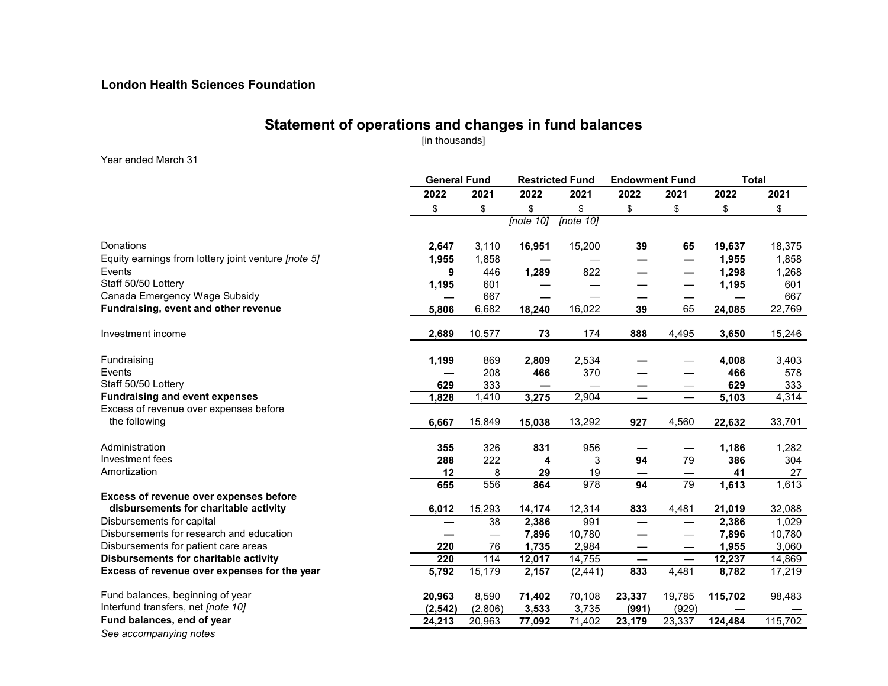**London Health Sciences Foundation**

## Statement of operations and changes in fund balances

[in thousands]

Year ended March 31

| | General Fund | | Restricted Fund | | Endowment Fund | | Total | |
|---|---|---|---|---|---|---|---|---|
| | 2022 | 2021 | 2022 | 2021 | 2022 | 2021 | 2022 | 2021 |
| | $ | $ | $ | $ | $ | $ | $ | $ |
| | | | [note 10] | [note 10] | | | | |
| Donations | **2,647** | 3,110 | **16,951** | 15,200 | **39** | **65** | **19,637** | 18,375 |
| Equity earnings from lottery joint venture *[note 5]* | **1,955** | 1,858 | **—** | — | **—** | **—** | **1,955** | 1,858 |
| Events | **9** | 446 | **1,289** | 822 | **—** | **—** | **1,298** | 1,268 |
| Staff 50/50 Lottery | **1,195** | 601 | **—** | — | **—** | **—** | **1,195** | 601 |
| Canada Emergency Wage Subsidy | **—** | 667 | **—** | — | **—** | **—** | **—** | 667 |
| **Fundraising, event and other revenue** | **5,806** | 6,682 | **18,240** | 16,022 | **39** | 65 | **24,085** | 22,769 |
| Investment income | **2,689** | 10,577 | **73** | 174 | **888** | 4,495 | **3,650** | 15,246 |
| Fundraising | **1,199** | 869 | **2,809** | 2,534 | **—** | — | **4,008** | 3,403 |
| Events | **—** | 208 | **466** | 370 | **—** | — | **466** | 578 |
| Staff 50/50 Lottery | **629** | 333 | **—** | — | **—** | — | **629** | 333 |
| **Fundraising and event expenses** | **1,828** | 1,410 | **3,275** | 2,904 | **—** | — | **5,103** | 4,314 |
| Excess of revenue over expenses before the following | **6,667** | 15,849 | **15,038** | 13,292 | **927** | 4,560 | **22,632** | 33,701 |
| Administration | **355** | 326 | **831** | 956 | **—** | — | **1,186** | 1,282 |
| Investment fees | **288** | 222 | **4** | 3 | **94** | 79 | **386** | 304 |
| Amortization | **12** | 8 | **29** | 19 | **—** | — | **41** | 27 |
| | **655** | 556 | **864** | 978 | **94** | 79 | **1,613** | 1,613 |
| **Excess of revenue over expenses before disbursements for charitable activity** | **6,012** | 15,293 | **14,174** | 12,314 | **833** | 4,481 | **21,019** | 32,088 |
| Disbursements for capital | **—** | 38 | **2,386** | 991 | **—** | — | **2,386** | 1,029 |
| Disbursements for research and education | **—** | — | **7,896** | 10,780 | **—** | — | **7,896** | 10,780 |
| Disbursements for patient care areas | **220** | 76 | **1,735** | 2,984 | **—** | — | **1,955** | 3,060 |
| **Disbursements for charitable activity** | **220** | 114 | **12,017** | 14,755 | **—** | — | **12,237** | 14,869 |
| **Excess of revenue over expenses for the year** | **5,792** | 15,179 | **2,157** | (2,441) | **833** | 4,481 | **8,782** | 17,219 |
| Fund balances, beginning of year | **20,963** | 8,590 | **71,402** | 70,108 | **23,337** | 19,785 | **115,702** | 98,483 |
| Interfund transfers, net *[note 10]* | **(2,542)** | (2,806) | **3,533** | 3,735 | **(991)** | (929) | **—** | — |
| **Fund balances, end of year** | **24,213** | 20,963 | **77,092** | 71,402 | **23,179** | 23,337 | **124,484** | 115,702 |

*See accompanying notes*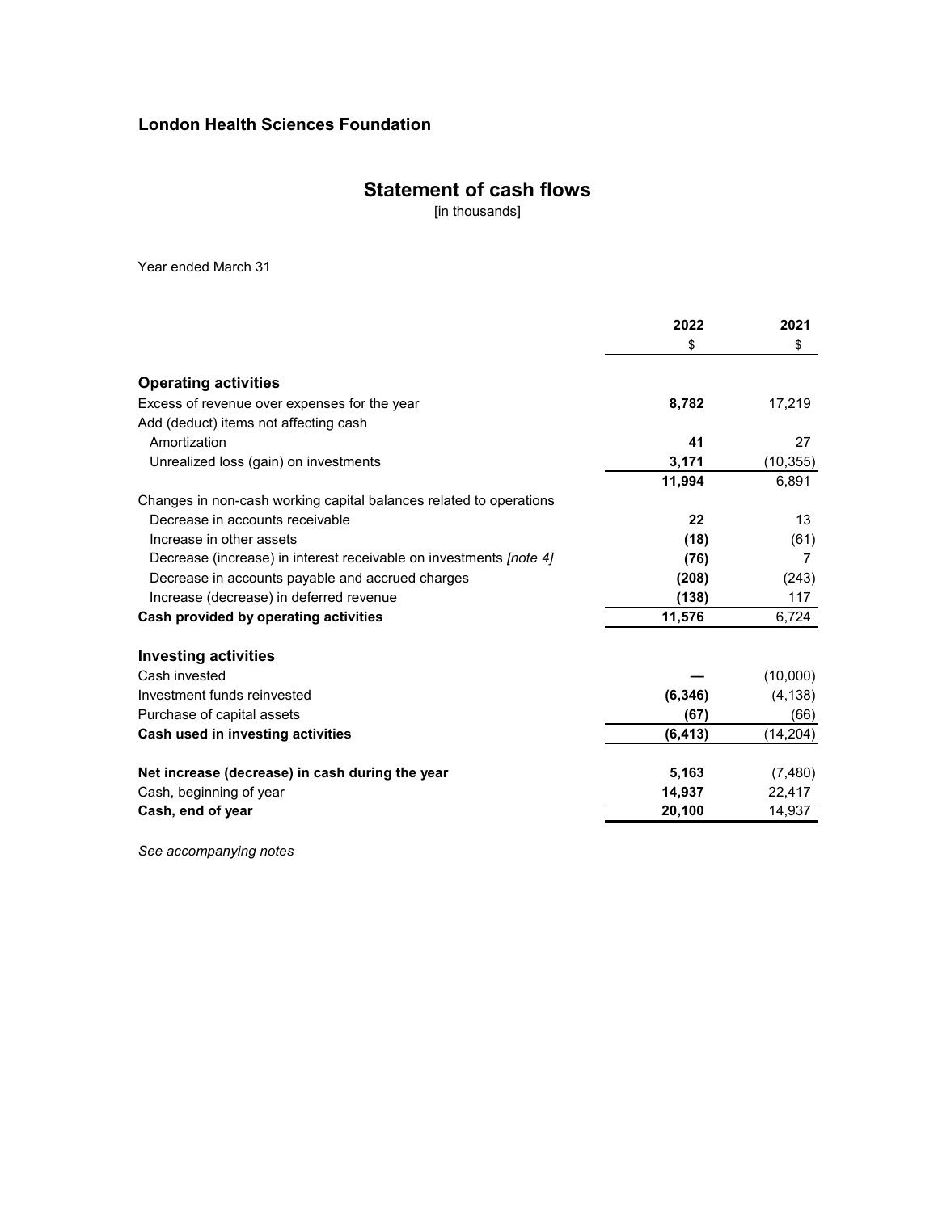**London Health Sciences Foundation**

# Statement of cash flows

[in thousands]

Year ended March 31

| | 2022 | 2021 |
|---|---|---|
| | $ | $ |
| **Operating activities** | | |
| Excess of revenue over expenses for the year | **8,782** | 17,219 |
| Add (deduct) items not affecting cash | | |
| Amortization | **41** | 27 |
| Unrealized loss (gain) on investments | **3,171** | (10,355) |
| | **11,994** | 6,891 |
| Changes in non-cash working capital balances related to operations | | |
| Decrease in accounts receivable | **22** | 13 |
| Increase in other assets | **(18)** | (61) |
| Decrease (increase) in interest receivable on investments *[note 4]* | **(76)** | 7 |
| Decrease in accounts payable and accrued charges | **(208)** | (243) |
| Increase (decrease) in deferred revenue | **(138)** | 117 |
| **Cash provided by operating activities** | **11,576** | 6,724 |
| **Investing activities** | | |
| Cash invested | **—** | (10,000) |
| Investment funds reinvested | **(6,346)** | (4,138) |
| Purchase of capital assets | **(67)** | (66) |
| **Cash used in investing activities** | **(6,413)** | (14,204) |
| **Net increase (decrease) in cash during the year** | **5,163** | (7,480) |
| Cash, beginning of year | **14,937** | 22,417 |
| **Cash, end of year** | **20,100** | 14,937 |

*See accompanying notes*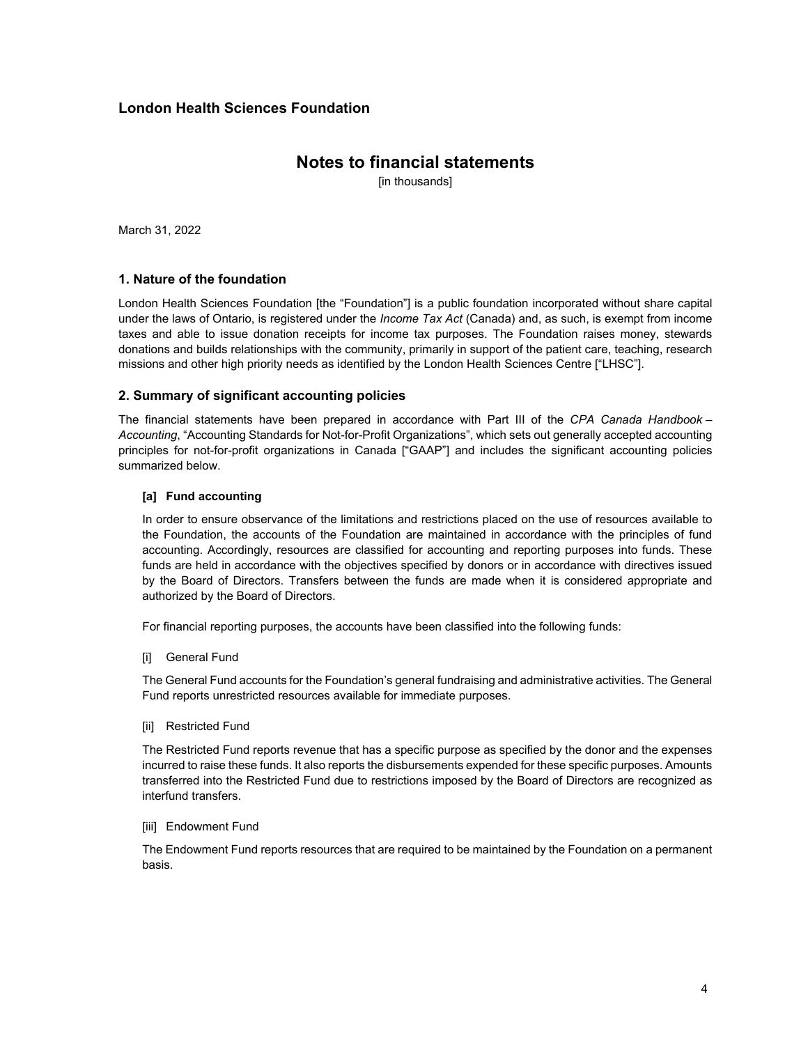# London Health Sciences Foundation

## Notes to financial statements

[in thousands]

March 31, 2022

### 1. Nature of the foundation

London Health Sciences Foundation [the "Foundation"] is a public foundation incorporated without share capital under the laws of Ontario, is registered under the *Income Tax Act* (Canada) and, as such, is exempt from income taxes and able to issue donation receipts for income tax purposes. The Foundation raises money, stewards donations and builds relationships with the community, primarily in support of the patient care, teaching, research missions and other high priority needs as identified by the London Health Sciences Centre ["LHSC"].

### 2. Summary of significant accounting policies

The financial statements have been prepared in accordance with Part III of the *CPA Canada Handbook – Accounting*, "Accounting Standards for Not-for-Profit Organizations", which sets out generally accepted accounting principles for not-for-profit organizations in Canada ["GAAP"] and includes the significant accounting policies summarized below.

**[a] Fund accounting**

In order to ensure observance of the limitations and restrictions placed on the use of resources available to the Foundation, the accounts of the Foundation are maintained in accordance with the principles of fund accounting. Accordingly, resources are classified for accounting and reporting purposes into funds. These funds are held in accordance with the objectives specified by donors or in accordance with directives issued by the Board of Directors. Transfers between the funds are made when it is considered appropriate and authorized by the Board of Directors.

For financial reporting purposes, the accounts have been classified into the following funds:

[i] General Fund

The General Fund accounts for the Foundation's general fundraising and administrative activities. The General Fund reports unrestricted resources available for immediate purposes.

[ii] Restricted Fund

The Restricted Fund reports revenue that has a specific purpose as specified by the donor and the expenses incurred to raise these funds. It also reports the disbursements expended for these specific purposes. Amounts transferred into the Restricted Fund due to restrictions imposed by the Board of Directors are recognized as interfund transfers.

[iii] Endowment Fund

The Endowment Fund reports resources that are required to be maintained by the Foundation on a permanent basis.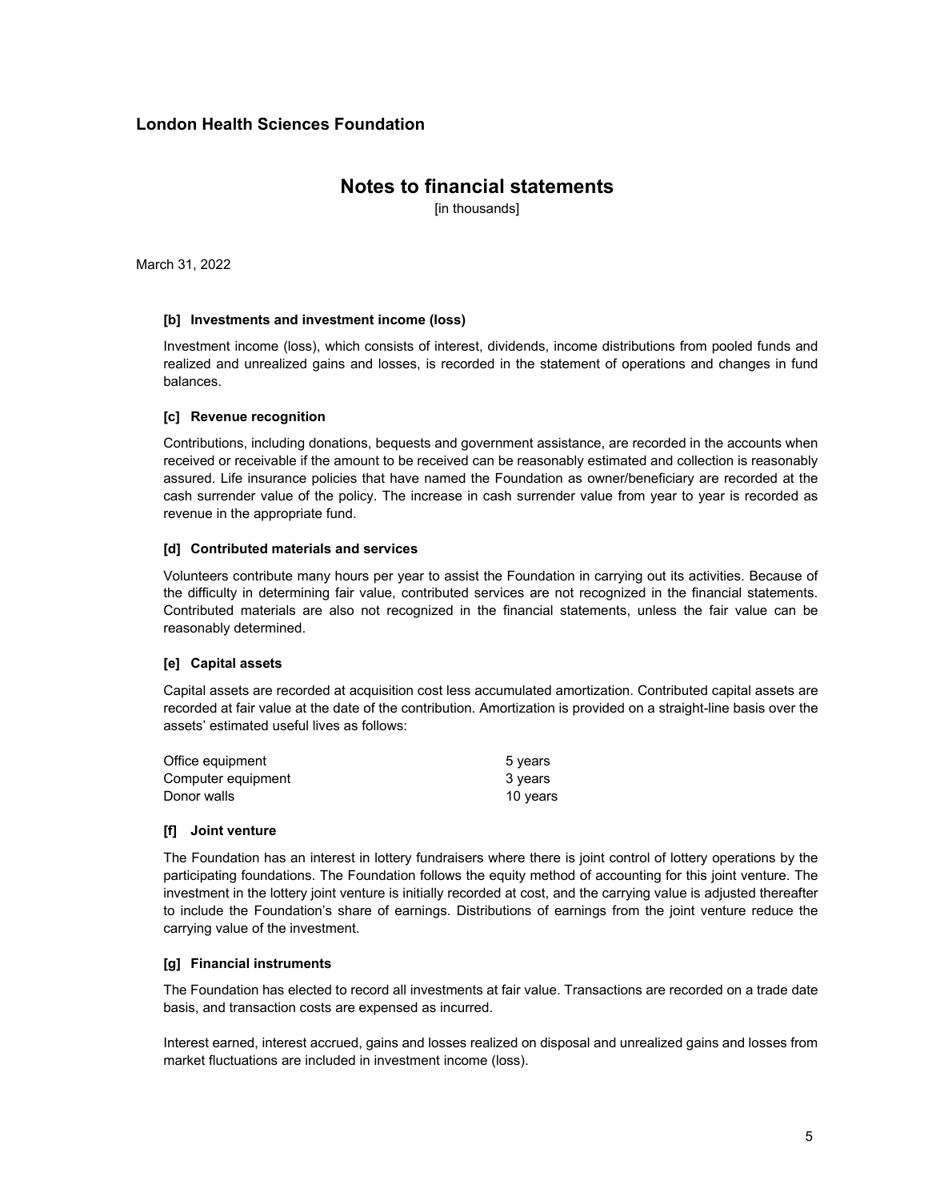# London Health Sciences Foundation

## Notes to financial statements

[in thousands]

March 31, 2022

### [b] Investments and investment income (loss)

Investment income (loss), which consists of interest, dividends, income distributions from pooled funds and realized and unrealized gains and losses, is recorded in the statement of operations and changes in fund balances.

### [c] Revenue recognition

Contributions, including donations, bequests and government assistance, are recorded in the accounts when received or receivable if the amount to be received can be reasonably estimated and collection is reasonably assured. Life insurance policies that have named the Foundation as owner/beneficiary are recorded at the cash surrender value of the policy. The increase in cash surrender value from year to year is recorded as revenue in the appropriate fund.

### [d] Contributed materials and services

Volunteers contribute many hours per year to assist the Foundation in carrying out its activities. Because of the difficulty in determining fair value, contributed services are not recognized in the financial statements. Contributed materials are also not recognized in the financial statements, unless the fair value can be reasonably determined.

### [e] Capital assets

Capital assets are recorded at acquisition cost less accumulated amortization. Contributed capital assets are recorded at fair value at the date of the contribution. Amortization is provided on a straight-line basis over the assets' estimated useful lives as follows:

| | |
|---|---|
| Office equipment | 5 years |
| Computer equipment | 3 years |
| Donor walls | 10 years |

### [f] Joint venture

The Foundation has an interest in lottery fundraisers where there is joint control of lottery operations by the participating foundations. The Foundation follows the equity method of accounting for this joint venture. The investment in the lottery joint venture is initially recorded at cost, and the carrying value is adjusted thereafter to include the Foundation's share of earnings. Distributions of earnings from the joint venture reduce the carrying value of the investment.

### [g] Financial instruments

The Foundation has elected to record all investments at fair value. Transactions are recorded on a trade date basis, and transaction costs are expensed as incurred.

Interest earned, interest accrued, gains and losses realized on disposal and unrealized gains and losses from market fluctuations are included in investment income (loss).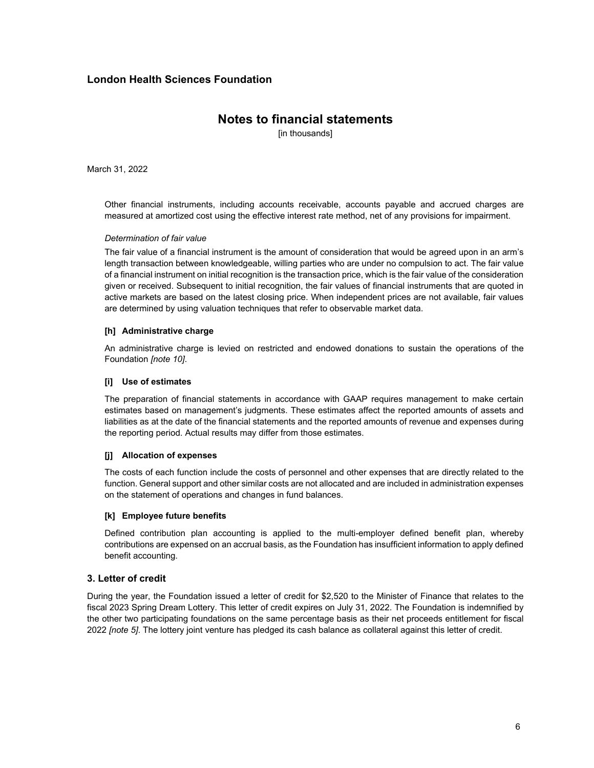Other financial instruments, including accounts receivable, accounts payable and accrued charges are measured at amortized cost using the effective interest rate method, net of any provisions for impairment.

*Determination of fair value*

The fair value of a financial instrument is the amount of consideration that would be agreed upon in an arm's length transaction between knowledgeable, willing parties who are under no compulsion to act. The fair value of a financial instrument on initial recognition is the transaction price, which is the fair value of the consideration given or received. Subsequent to initial recognition, the fair values of financial instruments that are quoted in active markets are based on the latest closing price. When independent prices are not available, fair values are determined by using valuation techniques that refer to observable market data.

**[h] Administrative charge**

An administrative charge is levied on restricted and endowed donations to sustain the operations of the Foundation *[note 10]*.

**[i] Use of estimates**

The preparation of financial statements in accordance with GAAP requires management to make certain estimates based on management's judgments. These estimates affect the reported amounts of assets and liabilities as at the date of the financial statements and the reported amounts of revenue and expenses during the reporting period. Actual results may differ from those estimates.

**[j] Allocation of expenses**

The costs of each function include the costs of personnel and other expenses that are directly related to the function. General support and other similar costs are not allocated and are included in administration expenses on the statement of operations and changes in fund balances.

**[k] Employee future benefits**

Defined contribution plan accounting is applied to the multi-employer defined benefit plan, whereby contributions are expensed on an accrual basis, as the Foundation has insufficient information to apply defined benefit accounting.

## 3. Letter of credit

During the year, the Foundation issued a letter of credit for $2,520 to the Minister of Finance that relates to the fiscal 2023 Spring Dream Lottery. This letter of credit expires on July 31, 2022. The Foundation is indemnified by the other two participating foundations on the same percentage basis as their net proceeds entitlement for fiscal 2022 *[note 5]*. The lottery joint venture has pledged its cash balance as collateral against this letter of credit.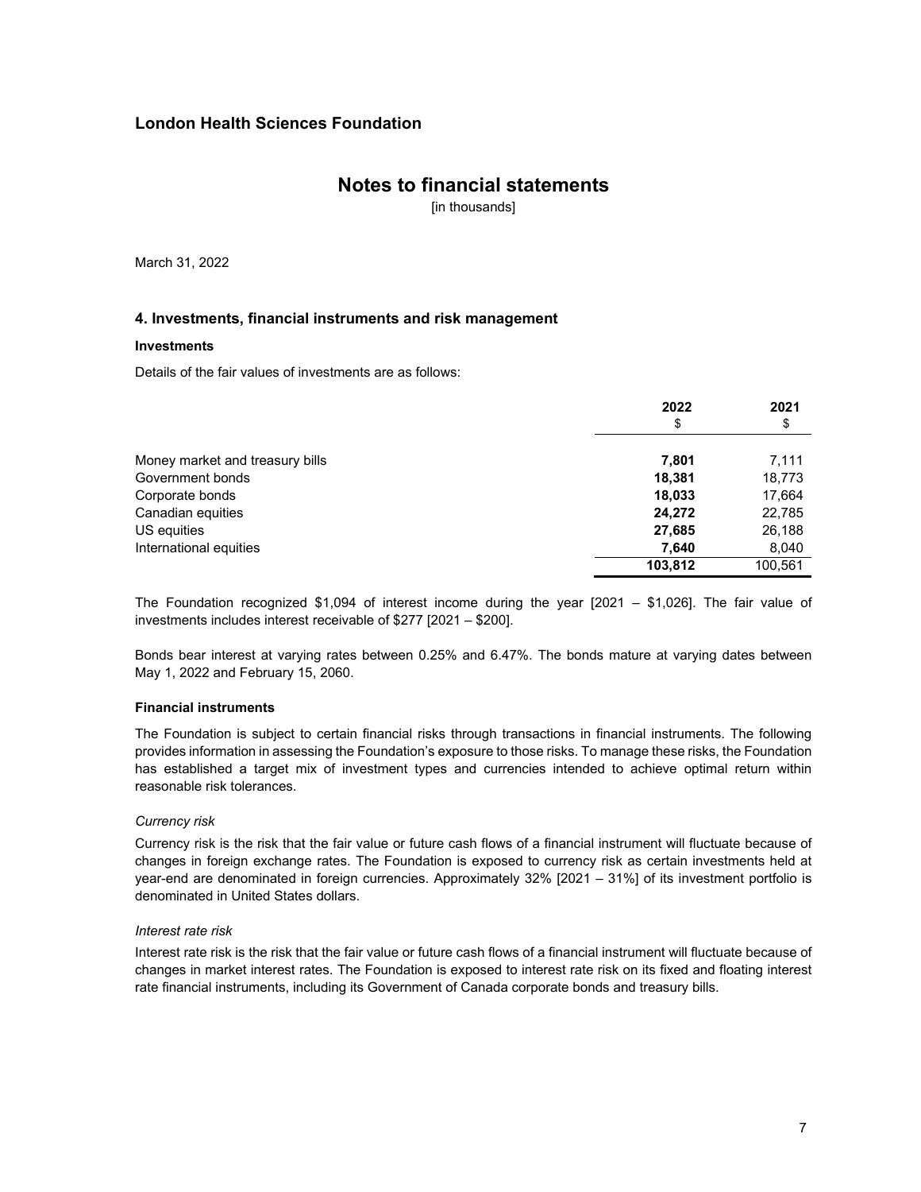## London Health Sciences Foundation

# Notes to financial statements

[in thousands]

March 31, 2022

### 4. Investments, financial instruments and risk management

**Investments**

Details of the fair values of investments are as follows:

| | 2022<br>$ | 2021<br>$ |
|---|---|---|
| Money market and treasury bills | **7,801** | 7,111 |
| Government bonds | **18,381** | 18,773 |
| Corporate bonds | **18,033** | 17,664 |
| Canadian equities | **24,272** | 22,785 |
| US equities | **27,685** | 26,188 |
| International equities | **7,640** | 8,040 |
| | **103,812** | 100,561 |

The Foundation recognized $1,094 of interest income during the year [2021 – $1,026]. The fair value of investments includes interest receivable of $277 [2021 – $200].

Bonds bear interest at varying rates between 0.25% and 6.47%. The bonds mature at varying dates between May 1, 2022 and February 15, 2060.

**Financial instruments**

The Foundation is subject to certain financial risks through transactions in financial instruments. The following provides information in assessing the Foundation's exposure to those risks. To manage these risks, the Foundation has established a target mix of investment types and currencies intended to achieve optimal return within reasonable risk tolerances.

*Currency risk*

Currency risk is the risk that the fair value or future cash flows of a financial instrument will fluctuate because of changes in foreign exchange rates. The Foundation is exposed to currency risk as certain investments held at year-end are denominated in foreign currencies. Approximately 32% [2021 – 31%] of its investment portfolio is denominated in United States dollars.

*Interest rate risk*

Interest rate risk is the risk that the fair value or future cash flows of a financial instrument will fluctuate because of changes in market interest rates. The Foundation is exposed to interest rate risk on its fixed and floating interest rate financial instruments, including its Government of Canada corporate bonds and treasury bills.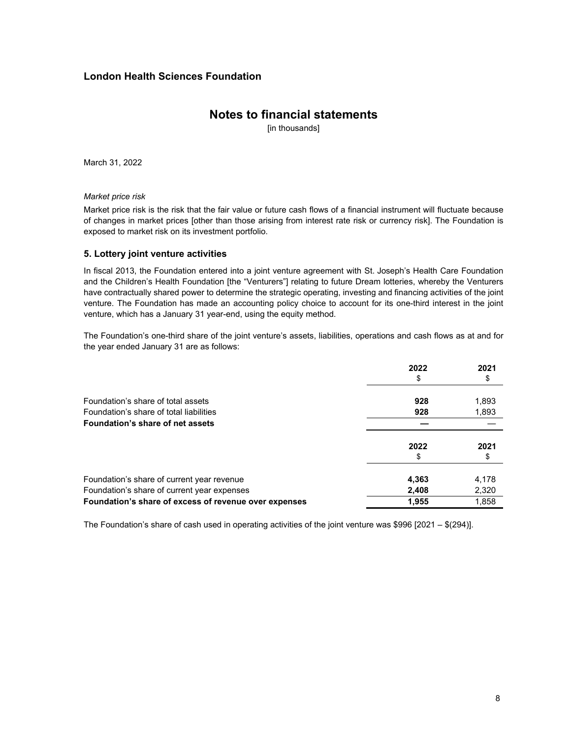## London Health Sciences Foundation

# Notes to financial statements

[in thousands]

March 31, 2022

*Market price risk*

Market price risk is the risk that the fair value or future cash flows of a financial instrument will fluctuate because of changes in market prices [other than those arising from interest rate risk or currency risk]. The Foundation is exposed to market risk on its investment portfolio.

### 5. Lottery joint venture activities

In fiscal 2013, the Foundation entered into a joint venture agreement with St. Joseph's Health Care Foundation and the Children's Health Foundation [the "Venturers"] relating to future Dream lotteries, whereby the Venturers have contractually shared power to determine the strategic operating, investing and financing activities of the joint venture. The Foundation has made an accounting policy choice to account for its one-third interest in the joint venture, which has a January 31 year-end, using the equity method.

The Foundation's one-third share of the joint venture's assets, liabilities, operations and cash flows as at and for the year ended January 31 are as follows:

| | **2022**<br>**$** | **2021**<br>**$** |
|---|---|---|
| Foundation's share of total assets | **928** | 1,893 |
| Foundation's share of total liabilities | **928** | 1,893 |
| **Foundation's share of net assets** | **—** | — |

| | **2022**<br>**$** | **2021**<br>**$** |
|---|---|---|
| Foundation's share of current year revenue | **4,363** | 4,178 |
| Foundation's share of current year expenses | **2,408** | 2,320 |
| **Foundation's share of excess of revenue over expenses** | **1,955** | 1,858 |

The Foundation's share of cash used in operating activities of the joint venture was $996 [2021 – $(294)].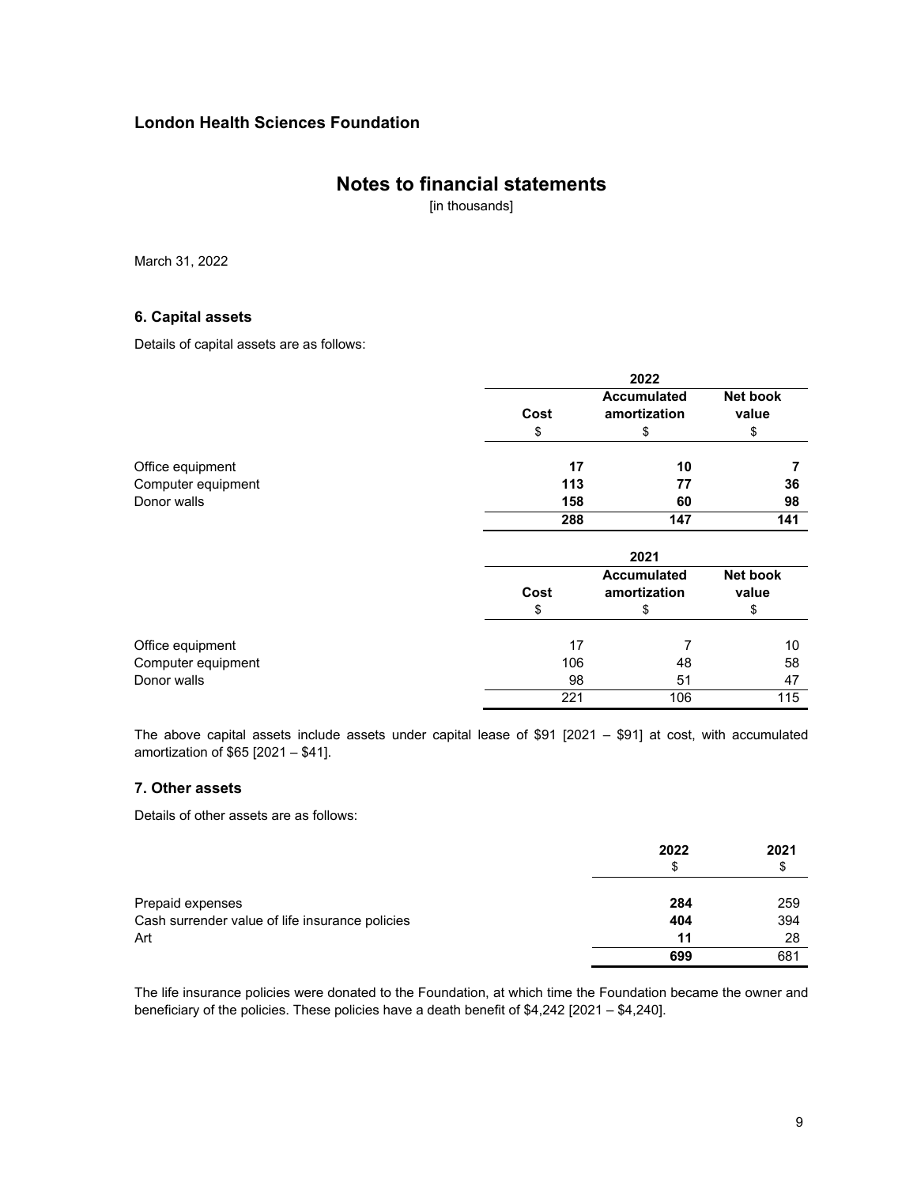## London Health Sciences Foundation

# Notes to financial statements

[in thousands]

March 31, 2022

### 6. Capital assets

Details of capital assets are as follows:

| | 2022 | | |
|---|---|---|---|
| | Cost | Accumulated amortization | Net book value |
| | $ | $ | $ |
| Office equipment | **17** | **10** | **7** |
| Computer equipment | **113** | **77** | **36** |
| Donor walls | **158** | **60** | **98** |
| | **288** | **147** | **141** |

| | 2021 | | |
|---|---|---|---|
| | Cost | Accumulated amortization | Net book value |
| | $ | $ | $ |
| Office equipment | 17 | 7 | 10 |
| Computer equipment | 106 | 48 | 58 |
| Donor walls | 98 | 51 | 47 |
| | 221 | 106 | 115 |

The above capital assets include assets under capital lease of $91 [2021 – $91] at cost, with accumulated amortization of $65 [2021 – $41].

### 7. Other assets

Details of other assets are as follows:

| | 2022 | 2021 |
|---|---|---|
| | $ | $ |
| Prepaid expenses | **284** | 259 |
| Cash surrender value of life insurance policies | **404** | 394 |
| Art | **11** | 28 |
| | **699** | 681 |

The life insurance policies were donated to the Foundation, at which time the Foundation became the owner and beneficiary of the policies. These policies have a death benefit of $4,242 [2021 – $4,240].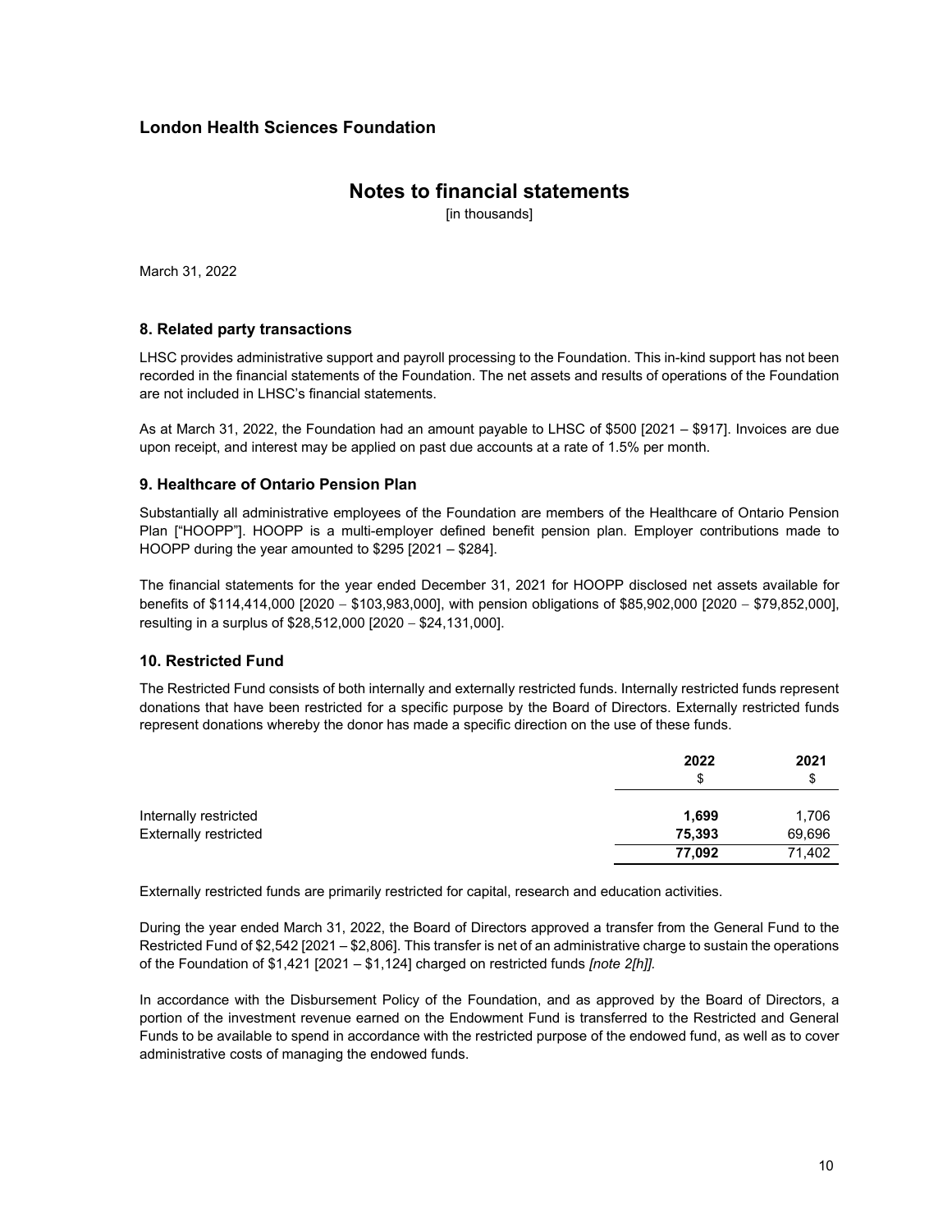# London Health Sciences Foundation

## Notes to financial statements

[in thousands]

March 31, 2022

### 8. Related party transactions

LHSC provides administrative support and payroll processing to the Foundation. This in-kind support has not been recorded in the financial statements of the Foundation. The net assets and results of operations of the Foundation are not included in LHSC's financial statements.

As at March 31, 2022, the Foundation had an amount payable to LHSC of $500 [2021 – $917]. Invoices are due upon receipt, and interest may be applied on past due accounts at a rate of 1.5% per month.

### 9. Healthcare of Ontario Pension Plan

Substantially all administrative employees of the Foundation are members of the Healthcare of Ontario Pension Plan ["HOOPP"]. HOOPP is a multi-employer defined benefit pension plan. Employer contributions made to HOOPP during the year amounted to $295 [2021 – $284].

The financial statements for the year ended December 31, 2021 for HOOPP disclosed net assets available for benefits of $114,414,000 [2020 – $103,983,000], with pension obligations of $85,902,000 [2020 – $79,852,000], resulting in a surplus of $28,512,000 [2020 – $24,131,000].

### 10. Restricted Fund

The Restricted Fund consists of both internally and externally restricted funds. Internally restricted funds represent donations that have been restricted for a specific purpose by the Board of Directors. Externally restricted funds represent donations whereby the donor has made a specific direction on the use of these funds.

| | 2022<br>$ | 2021<br>$ |
|---|---|---|
| Internally restricted | **1,699** | 1,706 |
| Externally restricted | **75,393** | 69,696 |
| | **77,092** | 71,402 |

Externally restricted funds are primarily restricted for capital, research and education activities.

During the year ended March 31, 2022, the Board of Directors approved a transfer from the General Fund to the Restricted Fund of $2,542 [2021 – $2,806]. This transfer is net of an administrative charge to sustain the operations of the Foundation of $1,421 [2021 – $1,124] charged on restricted funds *[note 2[h]]*.

In accordance with the Disbursement Policy of the Foundation, and as approved by the Board of Directors, a portion of the investment revenue earned on the Endowment Fund is transferred to the Restricted and General Funds to be available to spend in accordance with the restricted purpose of the endowed fund, as well as to cover administrative costs of managing the endowed funds.